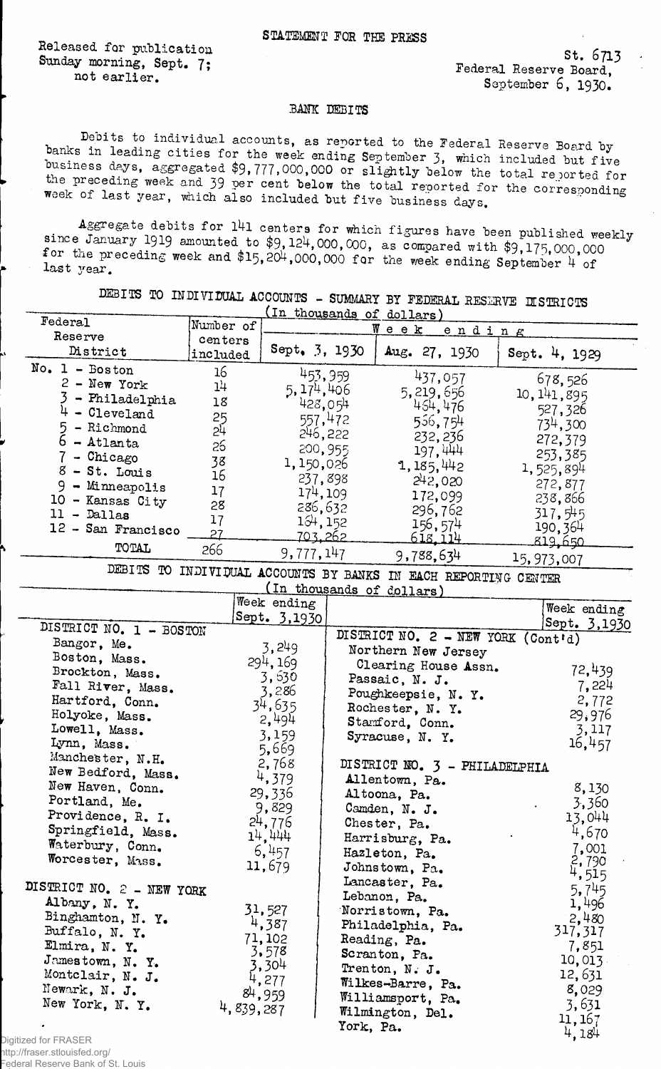Released for publication
Sunday morning, Sept. 7;
not earlier.

STATEMENT FOR THE PRESS

St. 6713
Federal Reserve Board,
September 6, 1930.

## BANK DEBITS

Debits to individual accounts, as reported to the Federal Reserve Board by banks in leading cities for the week ending September 3, which included but five business days, aggregated $9,777,000,000 or slightly below the total reported for the preceding week and 39 per cent below the total reported for the corresponding week of last year, which also included but five business days.

Aggregate debits for 141 centers for which figures have been published weekly since January 1919 amounted to $9,124,000,000, as compared with $9,175,000,000 for the preceding week and $15,204,000,000 for the week ending September 4 of last year.

### DEBITS TO INDIVIDUAL ACCOUNTS - SUMMARY BY FEDERAL RESERVE DISTRICTS
(In thousands of dollars)

| Federal Reserve District | Number of centers included | Week ending Sept. 3, 1930 | Week ending Aug. 27, 1930 | Week ending Sept. 4, 1929 |
|---|---|---|---|---|
| No. 1 - Boston | 16 | 453,959 | 437,057 | 678,526 |
| 2 - New York | 14 | 5,174,406 | 5,219,656 | 10,141,895 |
| 3 - Philadelphia | 18 | 428,054 | 454,476 | 527,326 |
| 4 - Cleveland | 25 | 557,472 | 536,754 | 734,300 |
| 5 - Richmond | 24 | 246,222 | 232,236 | 272,379 |
| 6 - Atlanta | 26 | 200,955 | 197,444 | 253,385 |
| 7 - Chicago | 38 | 1,150,026 | 1,185,442 | 1,525,894 |
| 8 - St. Louis | 16 | 237,898 | 242,020 | 272,877 |
| 9 - Minneapolis | 17 | 174,109 | 172,099 | 238,866 |
| 10 - Kansas City | 28 | 286,632 | 296,762 | 317,545 |
| 11 - Dallas | 17 | 164,152 | 156,574 | 190,364 |
| 12 - San Francisco | 27 | 703,262 | 618,114 | 819,650 |
| TOTAL | 266 | 9,777,147 | 9,788,634 | 15,973,007 |

### DEBITS TO INDIVIDUAL ACCOUNTS BY BANKS IN EACH REPORTING CENTER
(In thousands of dollars)

| | Week ending Sept. 3, 1930 |
|---|---|
| **DISTRICT NO. 1 - BOSTON** | |
| Bangor, Me. | 3,249 |
| Boston, Mass. | 294,169 |
| Brockton, Mass. | 3,630 |
| Fall River, Mass. | 3,286 |
| Hartford, Conn. | 34,635 |
| Holyoke, Mass. | 2,494 |
| Lowell, Mass. | 3,159 |
| Lynn, Mass. | 5,669 |
| Manchester, N.H. | 2,768 |
| New Bedford, Mass. | 4,379 |
| New Haven, Conn. | 29,336 |
| Portland, Me. | 9,829 |
| Providence, R. I. | 24,776 |
| Springfield, Mass. | 14,444 |
| Waterbury, Conn. | 6,457 |
| Worcester, Mass. | 11,679 |
| **DISTRICT NO. 2 - NEW YORK** | |
| Albany, N. Y. | 31,527 |
| Binghamton, N. Y. | 4,387 |
| Buffalo, N. Y. | 71,102 |
| Elmira, N. Y. | 3,578 |
| Jamestown, N. Y. | 3,304 |
| Montclair, N. J. | 4,277 |
| Newark, N. J. | 84,959 |
| New York, N. Y. | 4,839,287 |
| **DISTRICT NO. 2 - NEW YORK (Cont'd)** | |
| Northern New Jersey Clearing House Assn. | 72,439 |
| Passaic, N. J. | 7,224 |
| Poughkeepsie, N. Y. | 2,772 |
| Rochester, N. Y. | 29,976 |
| Stamford, Conn. | 3,117 |
| Syracuse, N. Y. | 16,457 |
| **DISTRICT NO. 3 - PHILADELPHIA** | |
| Allentown, Pa. | 8,130 |
| Altoona, Pa. | 3,360 |
| Camden, N. J. | 13,044 |
| Chester, Pa. | 4,670 |
| Harrisburg, Pa. | 7,001 |
| Hazleton, Pa. | 2,790 |
| Johnstown, Pa. | 4,515 |
| Lancaster, Pa. | 5,745 |
| Lebanon, Pa. | 1,496 |
| Norristown, Pa. | 2,480 |
| Philadelphia, Pa. | 317,317 |
| Reading, Pa. | 7,851 |
| Scranton, Pa. | 10,013 |
| Trenton, N. J. | 12,631 |
| Wilkes-Barre, Pa. | 8,029 |
| Williamsport, Pa. | 3,631 |
| Wilmington, Del. | 11,167 |
| York, Pa. | 4,184 |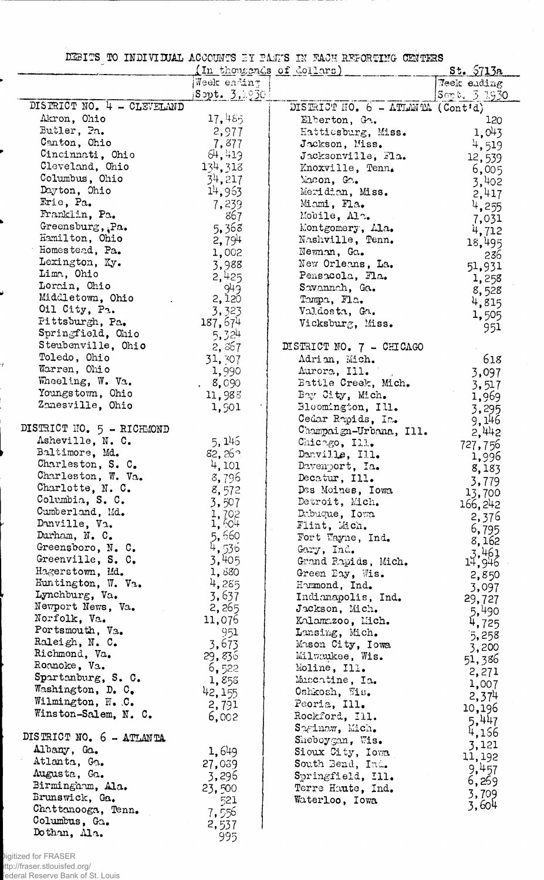DEBITS TO INDIVIDUAL ACCOUNTS BY BANKS IN EACH REPORTING CENTERS

(In thousands of dollars)

St. 5713a

| | Week ending Sept. 3, 1930 | | Week ending Sept. 3 1930 |
|---|---|---|---|
| DISTRICT NO. 4 - CLEVELAND | | DISTRICT NO. 6 - ATLANTA (Cont'd) | |
| Akron, Ohio | 17,485 | Elberton, Ga. | 120 |
| Butler, Pa. | 2,977 | Hattiesburg, Miss. | 1,043 |
| Canton, Ohio | 7,877 | Jackson, Miss. | 4,519 |
| Cincinnati, Ohio | 64,419 | Jacksonville, Fla. | 12,539 |
| Cleveland, Ohio | 134,318 | Knoxville, Tenn. | 6,005 |
| Columbus, Ohio | 34,217 | Macon, Ga. | 3,402 |
| Dayton, Ohio | 14,963 | Meridian, Miss. | 2,417 |
| Erie, Pa. | 7,239 | Miami, Fla. | 4,255 |
| Franklin, Pa. | 867 | Mobile, Ala. | 7,031 |
| Greensburg, Pa. | 5,368 | Montgomery, Ala. | 4,712 |
| Hamilton, Ohio | 2,794 | Nashville, Tenn. | 18,495 |
| Homestead, Pa. | 1,002 | Newnan, Ga. | 236 |
| Lexington, Ky. | 3,988 | New Orleans, La. | 51,931 |
| Lima, Ohio | 2,425 | Pensacola, Fla. | 1,258 |
| Lorain, Ohio | 949 | Savannah, Ga. | 8,528 |
| Middletown, Ohio | 2,120 | Tampa, Fla. | 4,815 |
| Oil City, Pa. | 3,323 | Valdosta, Ga. | 1,505 |
| Pittsburgh, Pa. | 187,674 | Vicksburg, Miss. | 951 |
| Springfield, Ohio | 5,324 | | |
| Steubenville, Ohio | 2,867 | DISTRICT NO. 7 - CHICAGO | |
| Toledo, Ohio | 31,307 | Adrian, Mich. | 618 |
| Warren, Ohio | 1,990 | Aurora, Ill. | 3,097 |
| Wheeling, W. Va. | 8,090 | Battle Creek, Mich. | 3,517 |
| Youngstown, Ohio | 11,988 | Bay City, Mich. | 1,969 |
| Zanesville, Ohio | 1,901 | Bloomington, Ill. | 3,295 |
| | | Cedar Rapids, Ia. | 9,146 |
| DISTRICT NO. 5 - RICHMOND | | Champaign-Urbana, Ill. | 2,442 |
| Asheville, N. C. | 5,145 | Chicago, Ill. | 727,756 |
| Baltimore, Md. | 82,269 | Danville, Ill. | 1,996 |
| Charleston, S. C. | 4,101 | Davenport, Ia. | 8,183 |
| Charleston, W. Va. | 8,796 | Decatur, Ill. | 3,779 |
| Charlotte, N. C. | 8,572 | Des Moines, Iowa | 13,700 |
| Columbia, S. C. | 3,507 | Detroit, Mich. | 166,242 |
| Cumberland, Md. | 1,702 | Dubuque, Iowa | 2,376 |
| Danville, Va. | 1,604 | Flint, Mich. | 6,795 |
| Durham, N. C. | 5,660 | Fort Wayne, Ind. | 8,162 |
| Greensboro, N. C. | 4,536 | Gary, Ind. | 3,461 |
| Greenville, S. C. | 3,405 | Grand Rapids, Mich. | 14,946 |
| Hagerstown, Md. | 1,880 | Green Bay, Wis. | 2,850 |
| Huntington, W. Va. | 4,285 | Hammond, Ind. | 3,097 |
| Lynchburg, Va. | 3,637 | Indianapolis, Ind. | 29,727 |
| Newport News, Va. | 2,265 | Jackson, Mich. | 5,490 |
| Norfolk, Va. | 11,076 | Kalamazoo, Mich. | 4,725 |
| Portsmouth, Va. | 951 | Lansing, Mich. | 5,258 |
| Raleigh, N. C. | 3,673 | Mason City, Iowa | 3,200 |
| Richmond, Va. | 29,836 | Milwaukee, Wis. | 51,386 |
| Roanoke, Va. | 6,522 | Moline, Ill. | 2,271 |
| Spartanburg, S. C. | 1,858 | Muscatine, Ia. | 1,007 |
| Washington, D. C. | 42,155 | Oshkosh, Wis. | 2,374 |
| Wilmington, N. C. | 2,791 | Peoria, Ill. | 10,196 |
| Winston-Salem, N. C. | 6,002 | Rockford, Ill. | 5,447 |
| | | Saginaw, Mich. | 4,166 |
| DISTRICT NO. 6 - ATLANTA | | Sheboygan, Wis. | 3,121 |
| Albany, Ga. | 1,649 | Sioux City, Iowa | 11,192 |
| Atlanta, Ga. | 27,089 | South Bend, Ind. | 9,457 |
| Augusta, Ga. | 3,296 | Springfield, Ill. | 6,269 |
| Birmingham, Ala. | 23,500 | Terre Haute, Ind. | 3,709 |
| Brunswick, Ga. | 521 | Waterloo, Iowa | 3,604 |
| Chattanooga, Tenn. | 7,556 | | |
| Columbus, Ga. | 2,537 | | |
| Dothan, Ala. | 995 | | |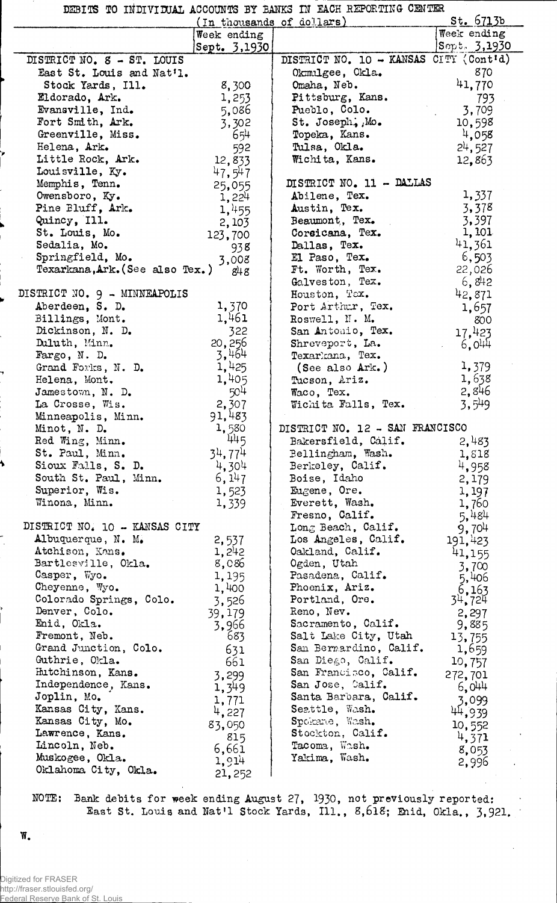DEBITS TO INDIVIDUAL ACCOUNTS BY BANKS IN EACH REPORTING CENTER

St. 6713b

(In thousands of dollars)

| | Week ending Sept. 3, 1930 |
|---|---|
| **DISTRICT NO. 8 - ST. LOUIS** | |
| East St. Louis and Nat'l. Stock Yards, Ill. | 8,300 |
| Eldorado, Ark. | 1,253 |
| Evansville, Ind. | 5,086 |
| Fort Smith, Ark. | 3,302 |
| Greenville, Miss. | 654 |
| Helena, Ark. | 592 |
| Little Rock, Ark. | 12,833 |
| Louisville, Ky. | 47,547 |
| Memphis, Tenn. | 25,055 |
| Owensboro, Ky. | 1,224 |
| Pine Bluff, Ark. | 1,455 |
| Quincy, Ill. | 2,103 |
| St. Louis, Mo. | 123,700 |
| Sedalia, Mo. | 938 |
| Springfield, Mo. | 3,008 |
| Texarkana, Ark. (See also Tex.) | 848 |
| **DISTRICT NO. 9 - MINNEAPOLIS** | |
| Aberdeen, S. D. | 1,370 |
| Billings, Mont. | 1,461 |
| Dickinson, N. D. | 322 |
| Duluth, Minn. | 20,256 |
| Fargo, N. D. | 3,464 |
| Grand Forks, N. D. | 1,425 |
| Helena, Mont. | 1,405 |
| Jamestown, N. D. | 504 |
| La Crosse, Wis. | 2,307 |
| Minneapolis, Minn. | 91,483 |
| Minot, N. D. | 1,580 |
| Red Wing, Minn. | 445 |
| St. Paul, Minn. | 34,774 |
| Sioux Falls, S. D. | 4,304 |
| South St. Paul, Minn. | 6,147 |
| Superior, Wis. | 1,523 |
| Winona, Minn. | 1,339 |
| **DISTRICT NO. 10 - KANSAS CITY** | |
| Albuquerque, N. M. | 2,537 |
| Atchison, Kans. | 1,242 |
| Bartlesville, Okla. | 8,086 |
| Casper, Wyo. | 1,195 |
| Cheyenne, Wyo. | 1,400 |
| Colorado Springs, Colo. | 3,526 |
| Denver, Colo. | 39,179 |
| Enid, Okla. | 3,966 |
| Fremont, Neb. | 683 |
| Grand Junction, Colo. | 631 |
| Guthrie, Okla. | 661 |
| Hutchinson, Kans. | 3,299 |
| Independence, Kans. | 1,349 |
| Joplin, Mo. | 1,771 |
| Kansas City, Kans. | 4,227 |
| Kansas City, Mo. | 83,050 |
| Lawrence, Kans. | 815 |
| Lincoln, Neb. | 6,661 |
| Muskogee, Okla. | 1,914 |
| Oklahoma City, Okla. | 21,252 |
| **DISTRICT NO. 10 - KANSAS CITY (Cont'd)** | |
| Okmulgee, Okla. | 870 |
| Omaha, Neb. | 41,770 |
| Pittsburg, Kans. | 793 |
| Pueblo, Colo. | 3,709 |
| St. Joseph, Mo. | 10,598 |
| Topeka, Kans. | 4,058 |
| Tulsa, Okla. | 24,527 |
| Wichita, Kans. | 12,863 |
| **DISTRICT NO. 11 - DALLAS** | |
| Abilene, Tex. | 1,337 |
| Austin, Tex. | 3,378 |
| Beaumont, Tex. | 3,397 |
| Corsicana, Tex. | 1,101 |
| Dallas, Tex. | 41,361 |
| El Paso, Tex. | 6,503 |
| Ft. Worth, Tex. | 22,026 |
| Galveston, Tex. | 6,842 |
| Houston, Tex. | 42,871 |
| Port Arthur, Tex. | 1,657 |
| Roswell, N. M. | 800 |
| San Antonio, Tex. | 17,423 |
| Shreveport, La. | 6,044 |
| Texarkana, Tex. (See also Ark.) | 1,379 |
| Tucson, Ariz. | 1,638 |
| Waco, Tex. | 2,846 |
| Wichita Falls, Tex. | 3,549 |
| **DISTRICT NO. 12 - SAN FRANCISCO** | |
| Bakersfield, Calif. | 2,483 |
| Bellingham, Wash. | 1,818 |
| Berkeley, Calif. | 4,958 |
| Boise, Idaho | 2,179 |
| Eugene, Ore. | 1,197 |
| Everett, Wash. | 1,760 |
| Fresno, Calif. | 5,484 |
| Long Beach, Calif. | 9,704 |
| Los Angeles, Calif. | 191,423 |
| Oakland, Calif. | 41,155 |
| Ogden, Utah | 3,700 |
| Pasadena, Calif. | 5,406 |
| Phoenix, Ariz. | 6,163 |
| Portland, Ore. | 34,724 |
| Reno, Nev. | 2,297 |
| Sacramento, Calif. | 9,885 |
| Salt Lake City, Utah | 13,755 |
| San Bernardino, Calif. | 1,659 |
| San Diego, Calif. | 10,757 |
| San Francisco, Calif. | 272,701 |
| San Jose, Calif. | 6,044 |
| Santa Barbara, Calif. | 3,099 |
| Seattle, Wash. | 44,939 |
| Spokane, Wash. | 10,552 |
| Stockton, Calif. | 4,371 |
| Tacoma, Wash. | 8,053 |
| Yakima, Wash. | 2,996 |

NOTE: Bank debits for week ending August 27, 1930, not previously reported: East St. Louis and Nat'l Stock Yards, Ill., 8,618; Enid, Okla., 3,921.

W.